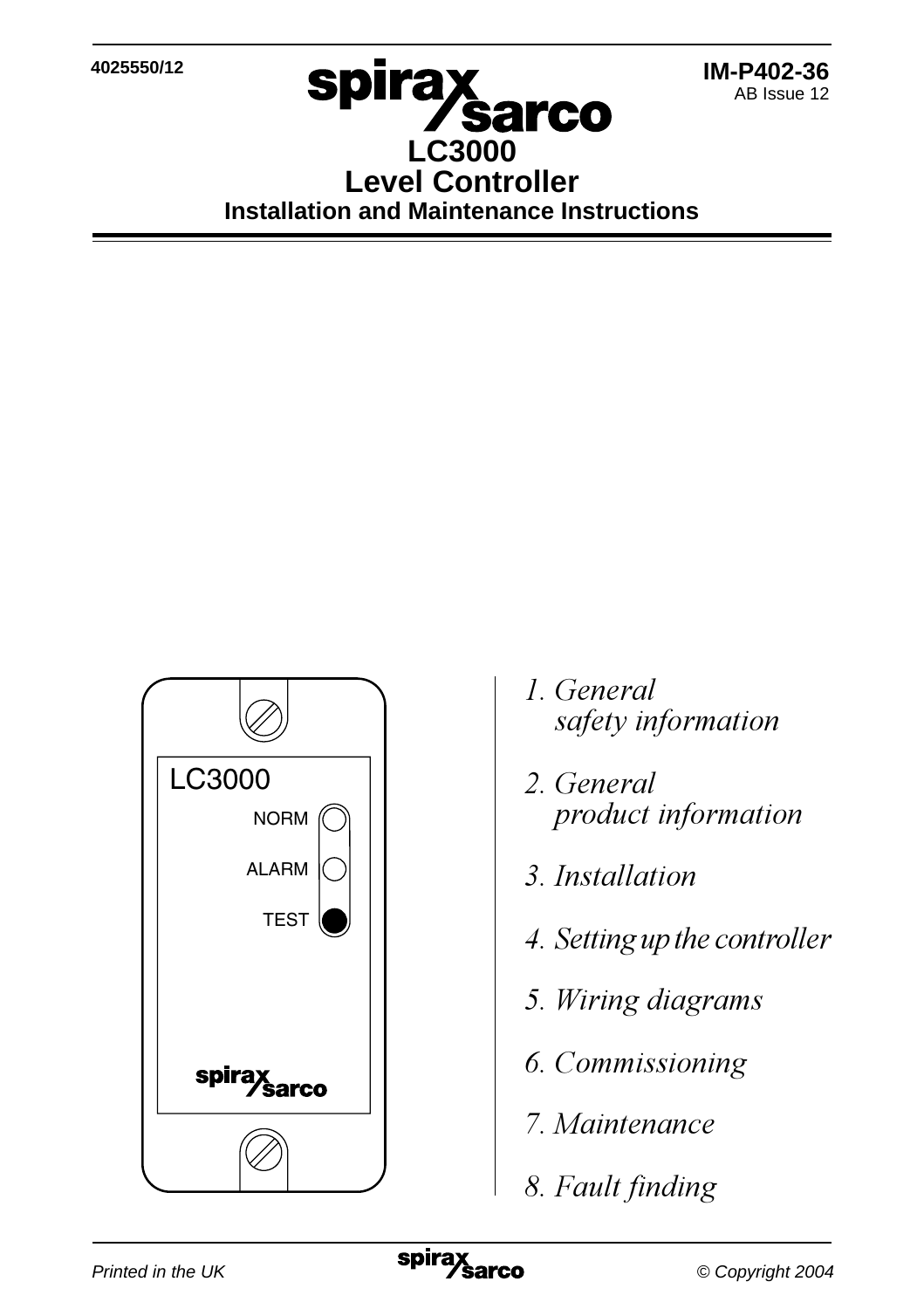4025550/12

IM-P402-36
AB Issue 12

# LC3000
# Level Controller
## Installation and Maintenance Instructions

LC3000

NORM

ALARM

TEST

*1. General safety information*

*2. General product information*

*3. Installation*

*4. Setting up the controller*

*5. Wiring diagrams*

*6. Commissioning*

*7. Maintenance*

*8. Fault finding*

*Printed in the UK*

*© Copyright 2004*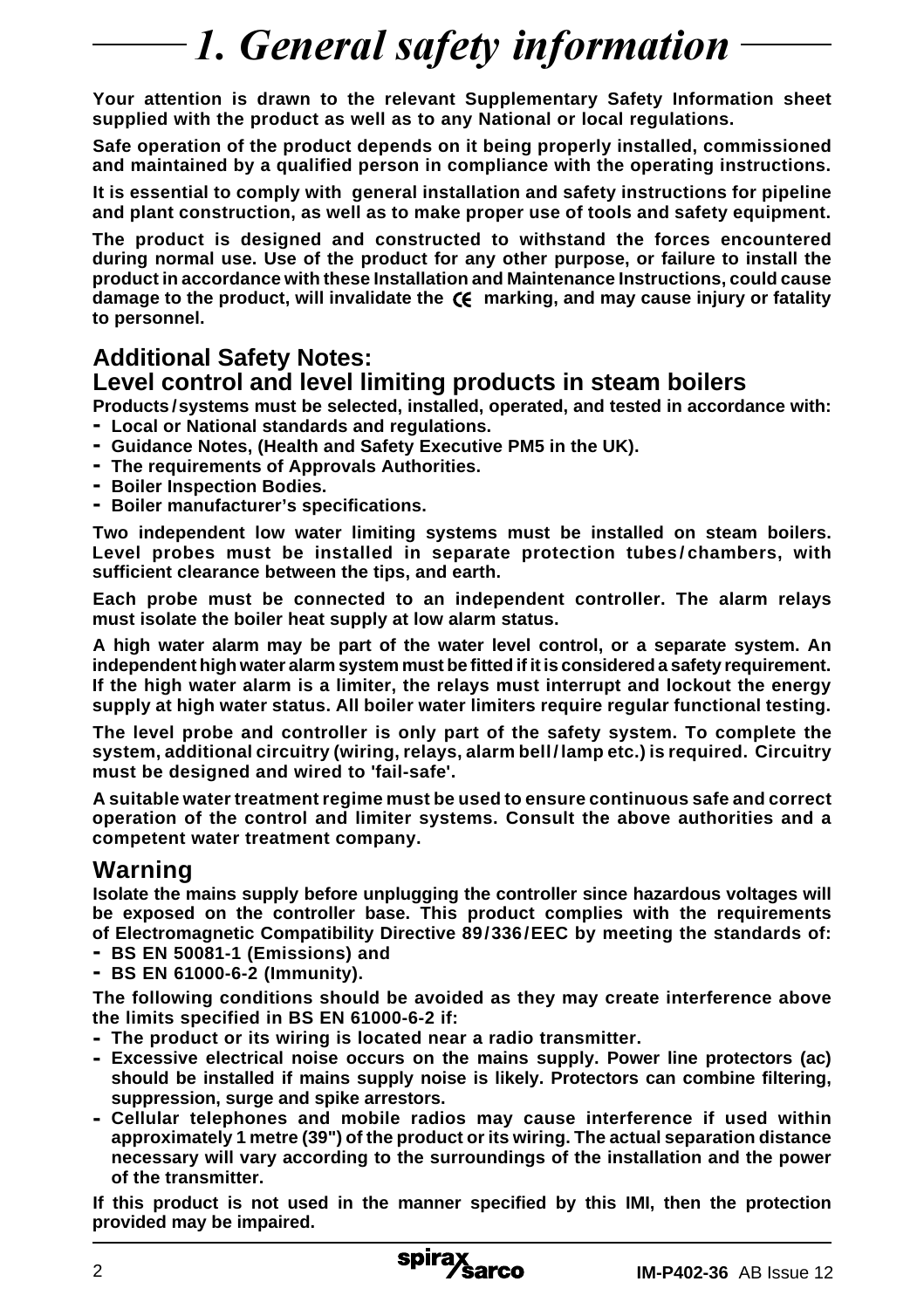# 1. General safety information

**Your attention is drawn to the relevant Supplementary Safety Information sheet supplied with the product as well as to any National or local regulations.**

**Safe operation of the product depends on it being properly installed, commissioned and maintained by a qualified person in compliance with the operating instructions.**

**It is essential to comply with general installation and safety instructions for pipeline and plant construction, as well as to make proper use of tools and safety equipment.**

**The product is designed and constructed to withstand the forces encountered during normal use. Use of the product for any other purpose, or failure to install the product in accordance with these Installation and Maintenance Instructions, could cause damage to the product, will invalidate the CE marking, and may cause injury or fatality to personnel.**

## Additional Safety Notes:
## Level control and level limiting products in steam boilers

**Products / systems must be selected, installed, operated, and tested in accordance with:**

- **Local or National standards and regulations.**
- **Guidance Notes, (Health and Safety Executive PM5 in the UK).**
- **The requirements of Approvals Authorities.**
- **Boiler Inspection Bodies.**
- **Boiler manufacturer's specifications.**

**Two independent low water limiting systems must be installed on steam boilers. Level probes must be installed in separate protection tubes / chambers, with sufficient clearance between the tips, and earth.**

**Each probe must be connected to an independent controller. The alarm relays must isolate the boiler heat supply at low alarm status.**

**A high water alarm may be part of the water level control, or a separate system. An independent high water alarm system must be fitted if it is considered a safety requirement. If the high water alarm is a limiter, the relays must interrupt and lockout the energy supply at high water status. All boiler water limiters require regular functional testing.**

**The level probe and controller is only part of the safety system. To complete the system, additional circuitry (wiring, relays, alarm bell / lamp etc.) is required. Circuitry must be designed and wired to 'fail-safe'.**

**A suitable water treatment regime must be used to ensure continuous safe and correct operation of the control and limiter systems. Consult the above authorities and a competent water treatment company.**

## Warning

**Isolate the mains supply before unplugging the controller since hazardous voltages will be exposed on the controller base. This product complies with the requirements of Electromagnetic Compatibility Directive 89 / 336 / EEC by meeting the standards of:**

- **BS EN 50081-1 (Emissions) and**
- **BS EN 61000-6-2 (Immunity).**

**The following conditions should be avoided as they may create interference above the limits specified in BS EN 61000-6-2 if:**

- **The product or its wiring is located near a radio transmitter.**
- **Excessive electrical noise occurs on the mains supply. Power line protectors (ac) should be installed if mains supply noise is likely. Protectors can combine filtering, suppression, surge and spike arrestors.**
- **Cellular telephones and mobile radios may cause interference if used within approximately 1 metre (39") of the product or its wiring. The actual separation distance necessary will vary according to the surroundings of the installation and the power of the transmitter.**

**If this product is not used in the manner specified by this IMI, then the protection provided may be impaired.**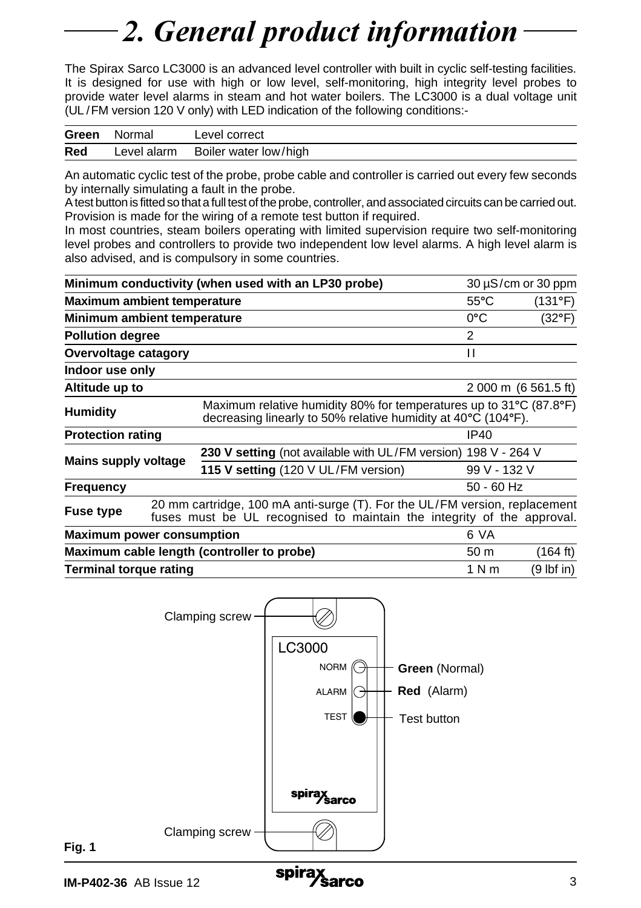# 2. General product information

The Spirax Sarco LC3000 is an advanced level controller with built in cyclic self-testing facilities. It is designed for use with high or low level, self-monitoring, high integrity level probes to provide water level alarms in steam and hot water boilers. The LC3000 is a dual voltage unit (UL / FM version 120 V only) with LED indication of the following conditions:-

| | | |
|---|---|---|
| **Green** | Normal | Level correct |
| **Red** | Level alarm | Boiler water low / high |

An automatic cyclic test of the probe, probe cable and controller is carried out every few seconds by internally simulating a fault in the probe.

A test button is fitted so that a full test of the probe, controller, and associated circuits can be carried out. Provision is made for the wiring of a remote test button if required.

In most countries, steam boilers operating with limited supervision require two self-monitoring level probes and controllers to provide two independent low level alarms. A high level alarm is also advised, and is compulsory in some countries.

| | | | |
|---|---|---|---|
| **Minimum conductivity (when used with an LP30 probe)** | | 30 µS / cm or 30 ppm | |
| **Maximum ambient temperature** | | 55°C | (131°F) |
| **Minimum ambient temperature** | | 0°C | (32°F) |
| **Pollution degree** | | 2 | |
| **Overvoltage catagory** | | II | |
| **Indoor use only** | | | |
| **Altitude up to** | | 2 000 m | (6 561.5 ft) |
| **Humidity** | Maximum relative humidity 80% for temperatures up to 31°C (87.8°F) decreasing linearly to 50% relative humidity at 40°C (104°F). | | |
| **Protection rating** | | IP40 | |
| **Mains supply voltage** | **230 V setting** (not available with UL / FM version) | 198 V - 264 V | |
| | **115 V setting** (120 V UL / FM version) | 99 V - 132 V | |
| **Frequency** | | 50 - 60 Hz | |
| **Fuse type** | 20 mm cartridge, 100 mA anti-surge (T). For the UL / FM version, replacement fuses must be UL recognised to maintain the integrity of the approval. | | |
| **Maximum power consumption** | | 6 VA | |
| **Maximum cable length (controller to probe)** | | 50 m | (164 ft) |
| **Terminal torque rating** | | 1 N m | (9 lbf in) |

Clamping screw

LC3000

NORM — **Green** (Normal)

ALARM — **Red** (Alarm)

TEST — Test button

spirax sarco

Clamping screw

**Fig. 1**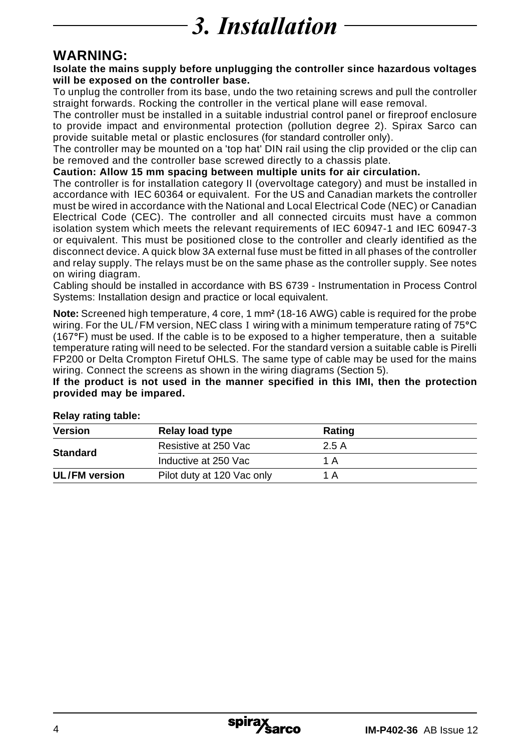# 3. Installation

## WARNING:

**Isolate the mains supply before unplugging the controller since hazardous voltages will be exposed on the controller base.**

To unplug the controller from its base, undo the two retaining screws and pull the controller straight forwards. Rocking the controller in the vertical plane will ease removal.

The controller must be installed in a suitable industrial control panel or fireproof enclosure to provide impact and environmental protection (pollution degree 2). Spirax Sarco can provide suitable metal or plastic enclosures (for standard controller only).

The controller may be mounted on a 'top hat' DIN rail using the clip provided or the clip can be removed and the controller base screwed directly to a chassis plate.

**Caution: Allow 15 mm spacing between multiple units for air circulation.**

The controller is for installation category II (overvoltage category) and must be installed in accordance with IEC 60364 or equivalent. For the US and Canadian markets the controller must be wired in accordance with the National and Local Electrical Code (NEC) or Canadian Electrical Code (CEC). The controller and all connected circuits must have a common isolation system which meets the relevant requirements of IEC 60947-1 and IEC 60947-3 or equivalent. This must be positioned close to the controller and clearly identified as the disconnect device. A quick blow 3A external fuse must be fitted in all phases of the controller and relay supply. The relays must be on the same phase as the controller supply. See notes on wiring diagram.

Cabling should be installed in accordance with BS 6739 - Instrumentation in Process Control Systems: Installation design and practice or local equivalent.

**Note:** Screened high temperature, 4 core, 1 mm² (18-16 AWG) cable is required for the probe wiring. For the UL/FM version, NEC class I wiring with a minimum temperature rating of 75°C (167°F) must be used. If the cable is to be exposed to a higher temperature, then a suitable temperature rating will need to be selected. For the standard version a suitable cable is Pirelli FP200 or Delta Crompton Firetuf OHLS. The same type of cable may be used for the mains wiring. Connect the screens as shown in the wiring diagrams (Section 5).

**If the product is not used in the manner specified in this IMI, then the protection provided may be impared.**

**Relay rating table:**

| Version | Relay load type | Rating |
|---|---|---|
| **Standard** | Resistive at 250 Vac | 2.5 A |
| | Inductive at 250 Vac | 1 A |
| **UL/FM version** | Pilot duty at 120 Vac only | 1 A |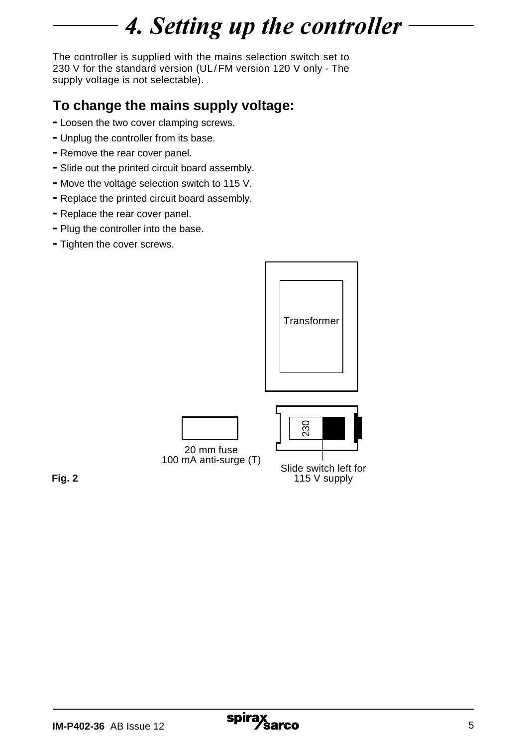# 4. Setting up the controller

The controller is supplied with the mains selection switch set to 230 V for the standard version (UL/FM version 120 V only - The supply voltage is not selectable).

## To change the mains supply voltage:

- Loosen the two cover clamping screws.
- Unplug the controller from its base.
- Remove the rear cover panel.
- Slide out the printed circuit board assembly.
- Move the voltage selection switch to 115 V.
- Replace the printed circuit board assembly.
- Replace the rear cover panel.
- Plug the controller into the base.
- Tighten the cover screws.

Transformer

230

20 mm fuse
100 mA anti-surge (T)

Slide switch left for
115 V supply

**Fig. 2**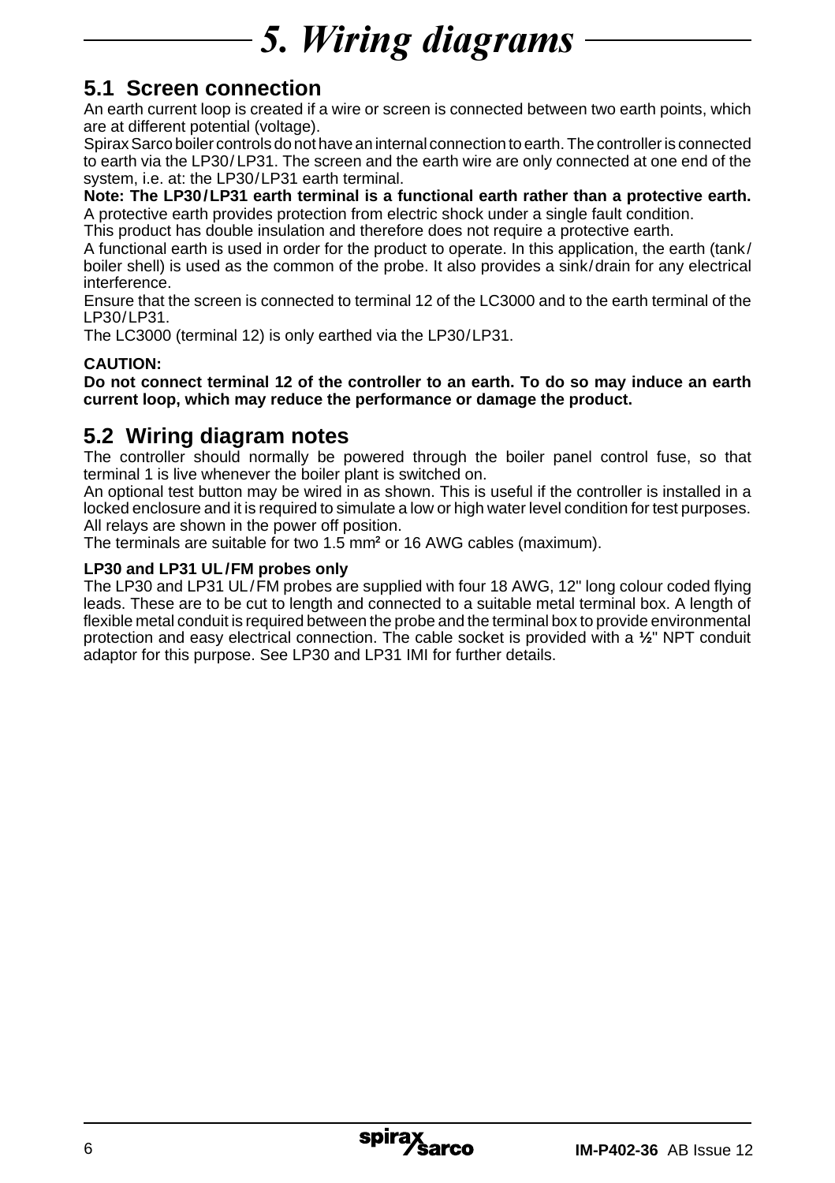# 5. Wiring diagrams

## 5.1 Screen connection

An earth current loop is created if a wire or screen is connected between two earth points, which are at different potential (voltage).

Spirax Sarco boiler controls do not have an internal connection to earth. The controller is connected to earth via the LP30/LP31. The screen and the earth wire are only connected at one end of the system, i.e. at: the LP30/LP31 earth terminal.

**Note: The LP30/LP31 earth terminal is a functional earth rather than a protective earth.**
A protective earth provides protection from electric shock under a single fault condition.
This product has double insulation and therefore does not require a protective earth.
A functional earth is used in order for the product to operate. In this application, the earth (tank/boiler shell) is used as the common of the probe. It also provides a sink/drain for any electrical interference.

Ensure that the screen is connected to terminal 12 of the LC3000 and to the earth terminal of the LP30/LP31.

The LC3000 (terminal 12) is only earthed via the LP30/LP31.

**CAUTION:**
**Do not connect terminal 12 of the controller to an earth. To do so may induce an earth current loop, which may reduce the performance or damage the product.**

## 5.2 Wiring diagram notes

The controller should normally be powered through the boiler panel control fuse, so that terminal 1 is live whenever the boiler plant is switched on.

An optional test button may be wired in as shown. This is useful if the controller is installed in a locked enclosure and it is required to simulate a low or high water level condition for test purposes.
All relays are shown in the power off position.
The terminals are suitable for two 1.5 mm² or 16 AWG cables (maximum).

**LP30 and LP31 UL/FM probes only**

The LP30 and LP31 UL/FM probes are supplied with four 18 AWG, 12" long colour coded flying leads. These are to be cut to length and connected to a suitable metal terminal box. A length of flexible metal conduit is required between the probe and the terminal box to provide environmental protection and easy electrical connection. The cable socket is provided with a **½**" NPT conduit adaptor for this purpose. See LP30 and LP31 IMI for further details.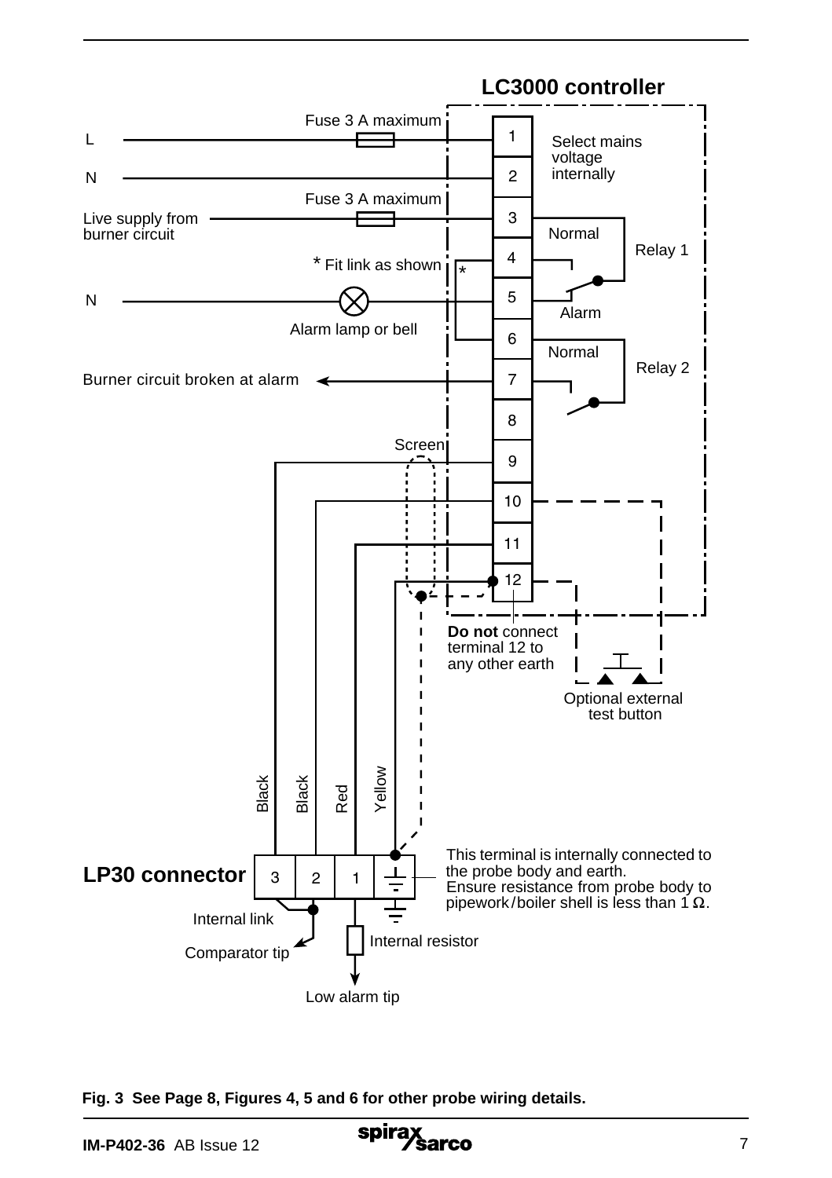**LC3000 controller**

Fuse 3 A maximum

L

N

Select mains voltage internally

Fuse 3 A maximum

Live supply from burner circuit

Normal

Relay 1

\* Fit link as shown

N

Alarm lamp or bell

Alarm

Normal

Relay 2

Burner circuit broken at alarm

Screen

**Do not** connect terminal 12 to any other earth

Optional external test button

Black Black Red Yellow

**LP30 connector**

This terminal is internally connected to the probe body and earth.
Ensure resistance from probe body to pipework/boiler shell is less than 1 Ω.

Internal link

Comparator tip

Internal resistor

Low alarm tip

**Fig. 3 See Page 8, Figures 4, 5 and 6 for other probe wiring details.**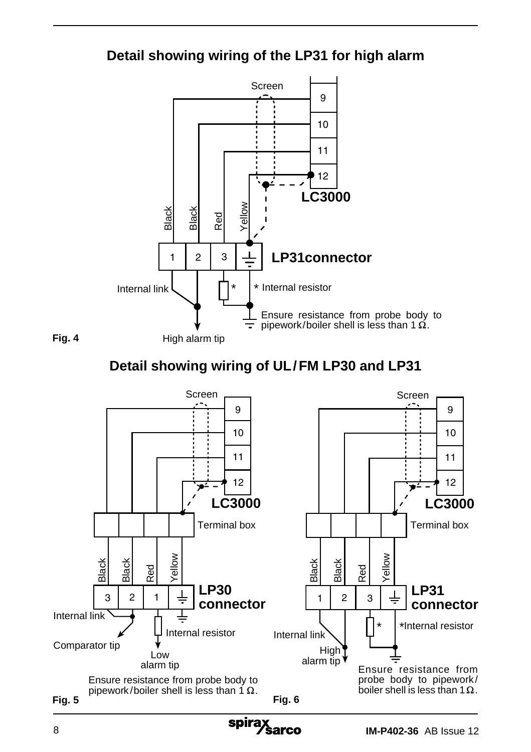## Detail showing wiring of the LP31 for high alarm

Screen

9

10

11

12

LC3000

Black Black Red Yellow

1 2 3

LP31connector

Internal link

\* Internal resistor

Ensure resistance from probe body to pipework/boiler shell is less than 1 Ω.

High alarm tip

**Fig. 4**

## Detail showing wiring of UL/FM LP30 and LP31

Screen

9

10

11

12

LC3000

Terminal box

Black Black Red Yellow

3 2 1

LP30 connector

Internal link

Internal resistor

Comparator tip

Low alarm tip

Ensure resistance from probe body to pipework/boiler shell is less than 1 Ω.

**Fig. 5**

Screen

9

10

11

12

LC3000

Terminal box

Black Black Red Yellow

1 2 3

LP31 connector

\*Internal resistor

Internal link

High alarm tip

Ensure resistance from probe body to pipework/boiler shell is less than 1 Ω.

**Fig. 6**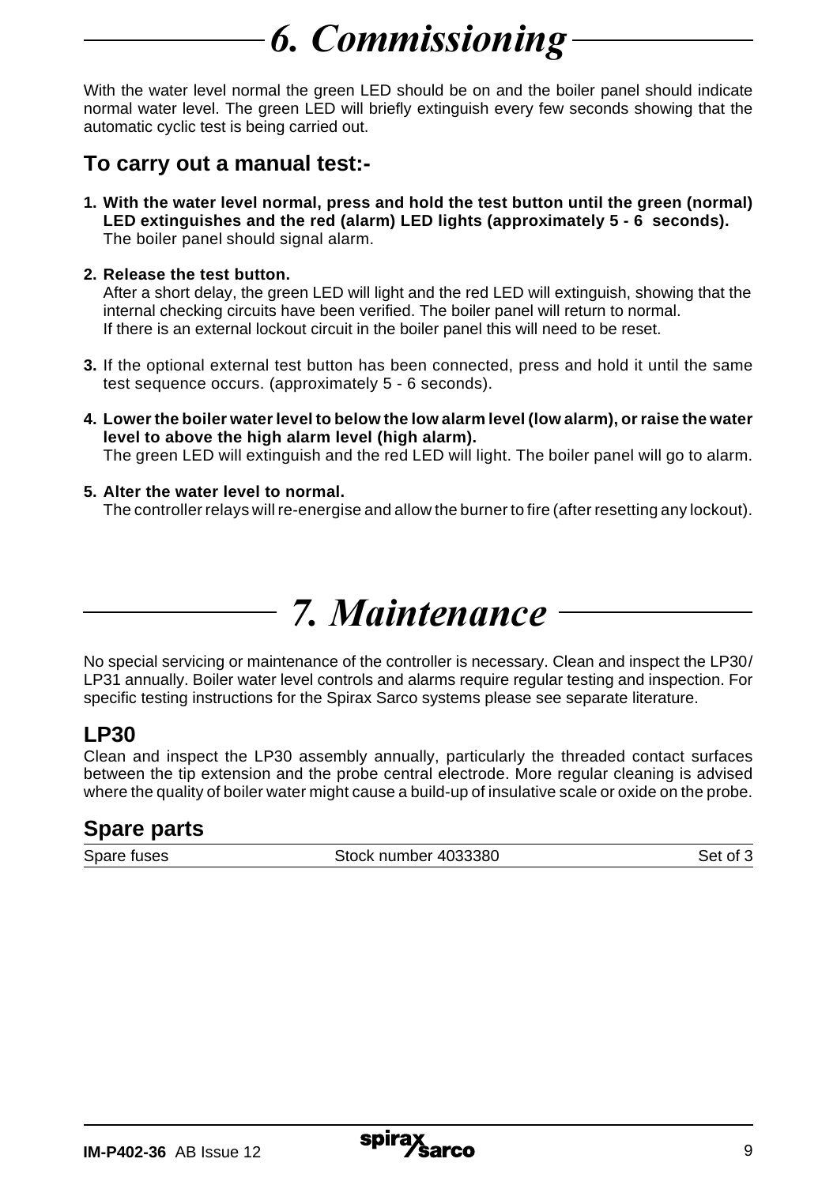# 6. Commissioning

With the water level normal the green LED should be on and the boiler panel should indicate normal water level. The green LED will briefly extinguish every few seconds showing that the automatic cyclic test is being carried out.

## To carry out a manual test:-

1. **With the water level normal, press and hold the test button until the green (normal) LED extinguishes and the red (alarm) LED lights (approximately 5 - 6 seconds).**
   The boiler panel should signal alarm.

2. **Release the test button.**
   After a short delay, the green LED will light and the red LED will extinguish, showing that the internal checking circuits have been verified. The boiler panel will return to normal.
   If there is an external lockout circuit in the boiler panel this will need to be reset.

3. If the optional external test button has been connected, press and hold it until the same test sequence occurs. (approximately 5 - 6 seconds).

4. **Lower the boiler water level to below the low alarm level (low alarm), or raise the water level to above the high alarm level (high alarm).**
   The green LED will extinguish and the red LED will light. The boiler panel will go to alarm.

5. **Alter the water level to normal.**
   The controller relays will re-energise and allow the burner to fire (after resetting any lockout).

# 7. Maintenance

No special servicing or maintenance of the controller is necessary. Clean and inspect the LP30/ LP31 annually. Boiler water level controls and alarms require regular testing and inspection. For specific testing instructions for the Spirax Sarco systems please see separate literature.

## LP30

Clean and inspect the LP30 assembly annually, particularly the threaded contact surfaces between the tip extension and the probe central electrode. More regular cleaning is advised where the quality of boiler water might cause a build-up of insulative scale or oxide on the probe.

## Spare parts

| Spare fuses | Stock number 4033380 | Set of 3 |
|---|---|---|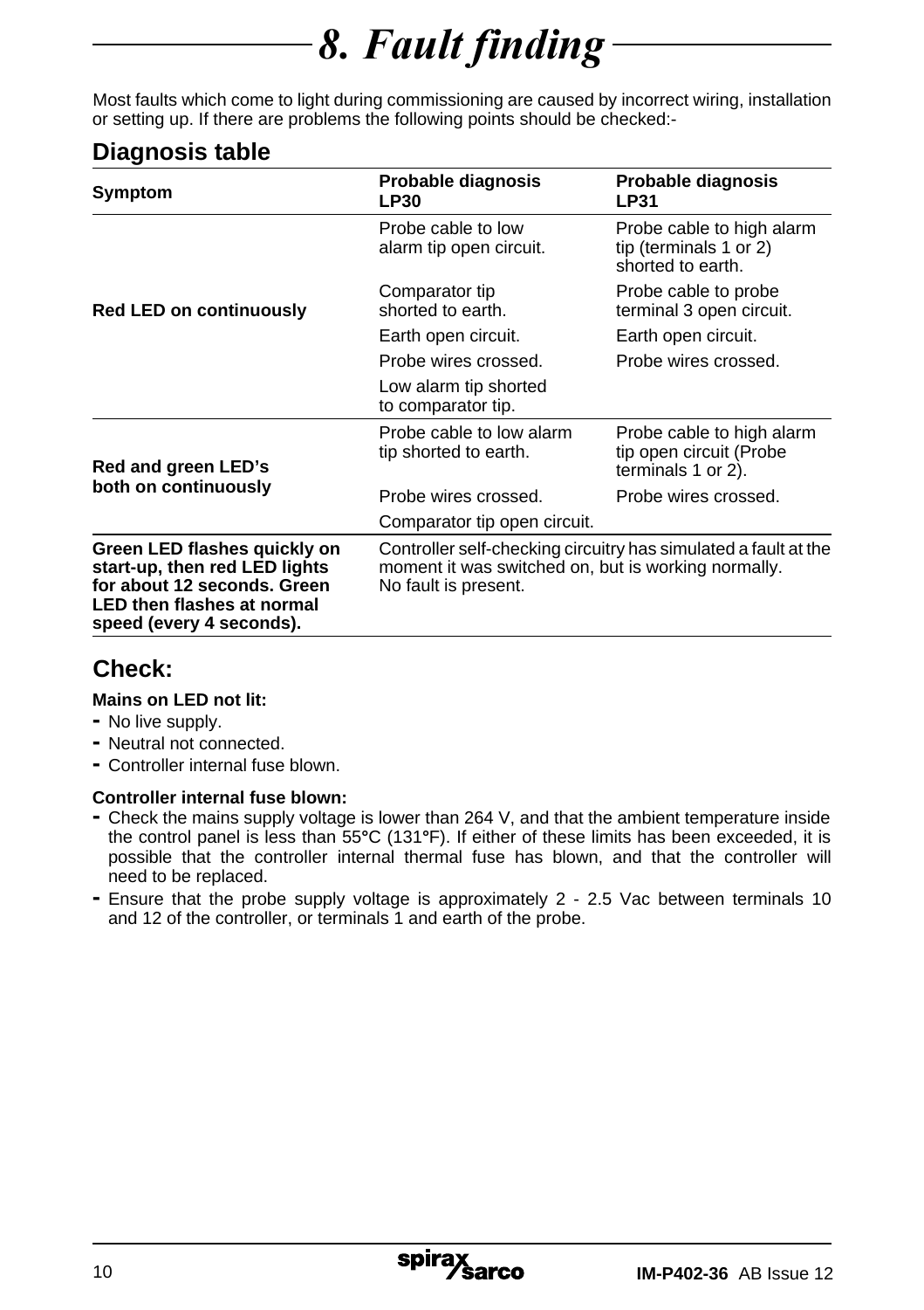# 8. Fault finding

Most faults which come to light during commissioning are caused by incorrect wiring, installation or setting up. If there are problems the following points should be checked:-

## Diagnosis table

| Symptom | Probable diagnosis LP30 | Probable diagnosis LP31 |
|---|---|---|
| **Red LED on continuously** | Probe cable to low alarm tip open circuit. | Probe cable to high alarm tip (terminals 1 or 2) shorted to earth. |
| | Comparator tip shorted to earth. | Probe cable to probe terminal 3 open circuit. |
| | Earth open circuit. | Earth open circuit. |
| | Probe wires crossed. | Probe wires crossed. |
| | Low alarm tip shorted to comparator tip. | |
| **Red and green LED's both on continuously** | Probe cable to low alarm tip shorted to earth. | Probe cable to high alarm tip open circuit (Probe terminals 1 or 2). |
| | Probe wires crossed. | Probe wires crossed. |
| | Comparator tip open circuit. | |
| **Green LED flashes quickly on start-up, then red LED lights for about 12 seconds. Green LED then flashes at normal speed (every 4 seconds).** | Controller self-checking circuitry has simulated a fault at the moment it was switched on, but is working normally. No fault is present. | |

## Check:

**Mains on LED not lit:**

- No live supply.
- Neutral not connected.
- Controller internal fuse blown.

**Controller internal fuse blown:**

- Check the mains supply voltage is lower than 264 V, and that the ambient temperature inside the control panel is less than 55°C (131°F). If either of these limits has been exceeded, it is possible that the controller internal thermal fuse has blown, and that the controller will need to be replaced.
- Ensure that the probe supply voltage is approximately 2 - 2.5 Vac between terminals 10 and 12 of the controller, or terminals 1 and earth of the probe.